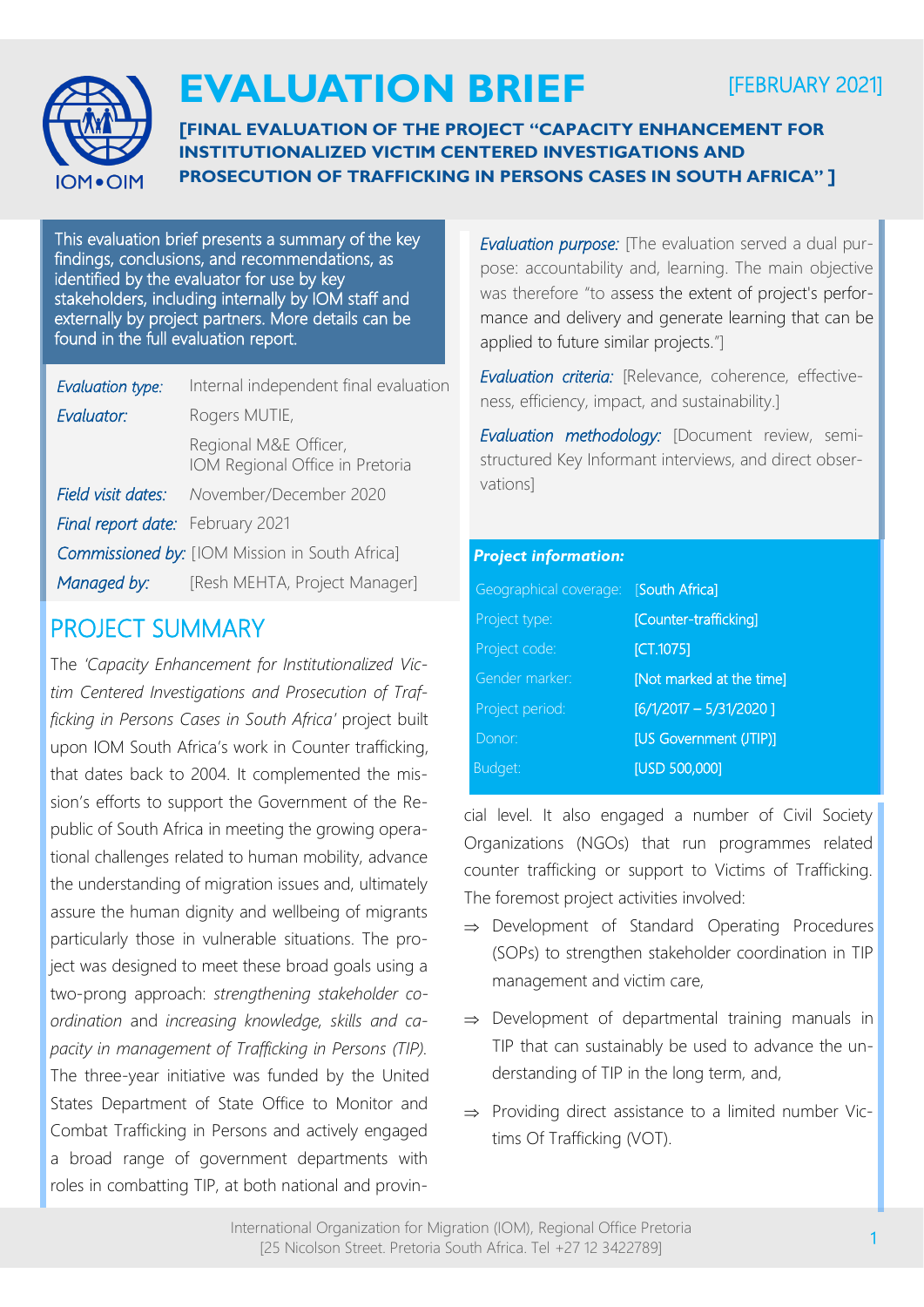# EVALUATION BRIEF

[FEBRUARY 2021]

**[FINAL EVALUATION OF THE PROJECT "CAPACITY ENHANCEMENT FOR INSTITUTIONALIZED VICTIM CENTERED INVESTIGATIONS AND PROSECUTION OF TRAFFICKING IN PERSONS CASES IN SOUTH AFRICA" ]**

This evaluation brief presents a summary of the key findings, conclusions, and recommendations, as identified by the evaluator for use by key stakeholders, including internally by IOM staff and externally by project partners. More details can be found in the full evaluation report.

| | |
|---|---|
| *Evaluation type:* | Internal independent final evaluation |
| *Evaluator:* | Rogers MUTIE, Regional M&E Officer, IOM Regional Office in Pretoria |
| *Field visit dates:* | November/December 2020 |
| *Final report date:* | February 2021 |
| *Commissioned by:* | [IOM Mission in South Africa] |
| *Managed by:* | [Resh MEHTA, Project Manager] |

*Evaluation purpose:* [The evaluation served a dual purpose: accountability and, learning. The main objective was therefore "to assess the extent of project's performance and delivery and generate learning that can be applied to future similar projects."]

*Evaluation criteria:* [Relevance, coherence, effectiveness, efficiency, impact, and sustainability.]

*Evaluation methodology:* [Document review, semi-structured Key Informant interviews, and direct observations]

***Project information:***

| | |
|---|---|
| Geographical coverage: | [South Africa] |
| Project type: | [Counter-trafficking] |
| Project code: | [CT.1075] |
| Gender marker: | [Not marked at the time] |
| Project period: | [6/1/2017 – 5/31/2020 ] |
| Donor: | [US Government (JTIP)] |
| Budget: | [USD 500,000] |

## PROJECT SUMMARY

The *'Capacity Enhancement for Institutionalized Victim Centered Investigations and Prosecution of Trafficking in Persons Cases in South Africa'* project built upon IOM South Africa's work in Counter trafficking, that dates back to 2004. It complemented the mission's efforts to support the Government of the Republic of South Africa in meeting the growing operational challenges related to human mobility, advance the understanding of migration issues and, ultimately assure the human dignity and wellbeing of migrants particularly those in vulnerable situations. The project was designed to meet these broad goals using a two-prong approach: *strengthening stakeholder coordination* and *increasing knowledge, skills and capacity in management of Trafficking in Persons (TIP).* The three-year initiative was funded by the United States Department of State Office to Monitor and Combat Trafficking in Persons and actively engaged a broad range of government departments with roles in combatting TIP, at both national and provincial level. It also engaged a number of Civil Society Organizations (NGOs) that run programmes related counter trafficking or support to Victims of Trafficking. The foremost project activities involved:

- ⇒ Development of Standard Operating Procedures (SOPs) to strengthen stakeholder coordination in TIP management and victim care,
- ⇒ Development of departmental training manuals in TIP that can sustainably be used to advance the understanding of TIP in the long term, and,
- ⇒ Providing direct assistance to a limited number Victims Of Trafficking (VOT).

International Organization for Migration (IOM), Regional Office Pretoria
[25 Nicolson Street. Pretoria South Africa. Tel +27 12 3422789]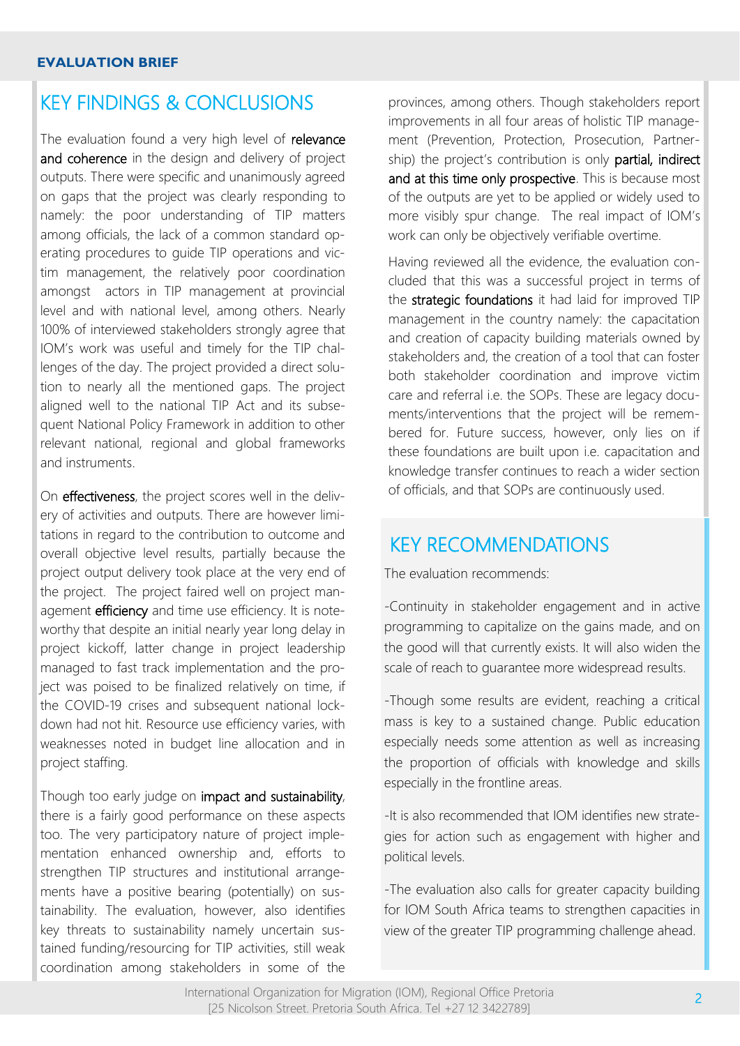**EVALUATION BRIEF**

## KEY FINDINGS & CONCLUSIONS

The evaluation found a very high level of relevance and coherence in the design and delivery of project outputs. There were specific and unanimously agreed on gaps that the project was clearly responding to namely: the poor understanding of TIP matters among officials, the lack of a common standard operating procedures to guide TIP operations and victim management, the relatively poor coordination amongst actors in TIP management at provincial level and with national level, among others. Nearly 100% of interviewed stakeholders strongly agree that IOM's work was useful and timely for the TIP challenges of the day. The project provided a direct solution to nearly all the mentioned gaps. The project aligned well to the national TIP Act and its subsequent National Policy Framework in addition to other relevant national, regional and global frameworks and instruments.

On effectiveness, the project scores well in the delivery of activities and outputs. There are however limitations in regard to the contribution to outcome and overall objective level results, partially because the project output delivery took place at the very end of the project. The project faired well on project management efficiency and time use efficiency. It is noteworthy that despite an initial nearly year long delay in project kickoff, latter change in project leadership managed to fast track implementation and the project was poised to be finalized relatively on time, if the COVID-19 crises and subsequent national lockdown had not hit. Resource use efficiency varies, with weaknesses noted in budget line allocation and in project staffing.

Though too early judge on impact and sustainability, there is a fairly good performance on these aspects too. The very participatory nature of project implementation enhanced ownership and, efforts to strengthen TIP structures and institutional arrangements have a positive bearing (potentially) on sustainability. The evaluation, however, also identifies key threats to sustainability namely uncertain sustained funding/resourcing for TIP activities, still weak coordination among stakeholders in some of the provinces, among others. Though stakeholders report improvements in all four areas of holistic TIP management (Prevention, Protection, Prosecution, Partnership) the project's contribution is only partial, indirect and at this time only prospective. This is because most of the outputs are yet to be applied or widely used to more visibly spur change. The real impact of IOM's work can only be objectively verifiable overtime.

Having reviewed all the evidence, the evaluation concluded that this was a successful project in terms of the strategic foundations it had laid for improved TIP management in the country namely: the capacitation and creation of capacity building materials owned by stakeholders and, the creation of a tool that can foster both stakeholder coordination and improve victim care and referral i.e. the SOPs. These are legacy documents/interventions that the project will be remembered for. Future success, however, only lies on if these foundations are built upon i.e. capacitation and knowledge transfer continues to reach a wider section of officials, and that SOPs are continuously used.

## KEY RECOMMENDATIONS

The evaluation recommends:

-Continuity in stakeholder engagement and in active programming to capitalize on the gains made, and on the good will that currently exists. It will also widen the scale of reach to guarantee more widespread results.

-Though some results are evident, reaching a critical mass is key to a sustained change. Public education especially needs some attention as well as increasing the proportion of officials with knowledge and skills especially in the frontline areas.

-It is also recommended that IOM identifies new strategies for action such as engagement with higher and political levels.

-The evaluation also calls for greater capacity building for IOM South Africa teams to strengthen capacities in view of the greater TIP programming challenge ahead.

International Organization for Migration (IOM), Regional Office Pretoria
[25 Nicolson Street. Pretoria South Africa. Tel +27 12 3422789]